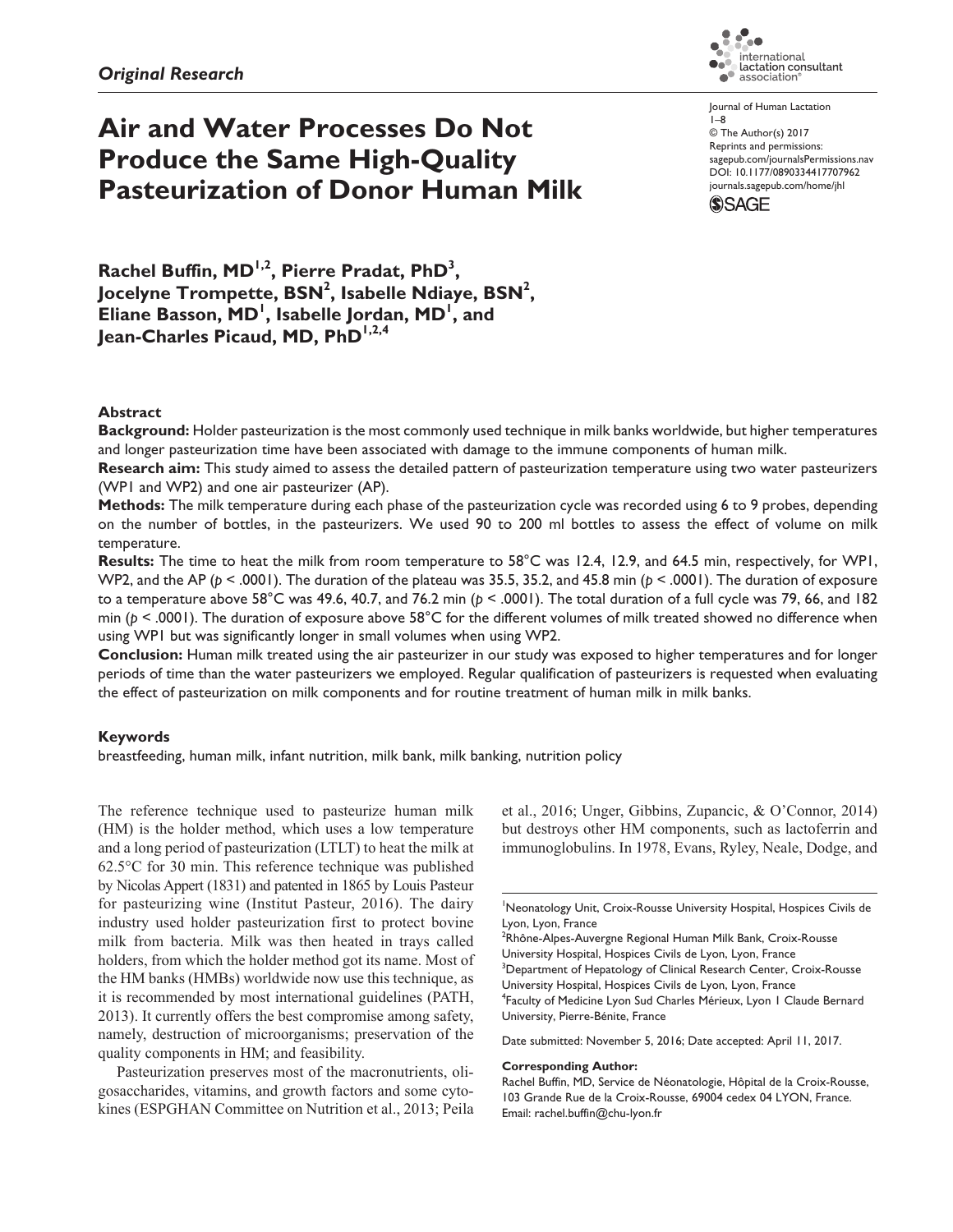*Original Research*

# Air and Water Processes Do Not Produce the Same High-Quality Pasteurization of Donor Human Milk

Journal of Human Lactation
1–8
© The Author(s) 2017
Reprints and permissions:
sagepub.com/journalsPermissions.nav
DOI: 10.1177/0890334417707962
journals.sagepub.com/home/jhl

**Rachel Buffin, MD[1,2], Pierre Pradat, PhD[3], Jocelyne Trompette, BSN[2], Isabelle Ndiaye, BSN[2], Eliane Basson, MD[1], Isabelle Jordan, MD[1], and Jean-Charles Picaud, MD, PhD[1,2,4]**

## Abstract

**Background:** Holder pasteurization is the most commonly used technique in milk banks worldwide, but higher temperatures and longer pasteurization time have been associated with damage to the immune components of human milk.

**Research aim:** This study aimed to assess the detailed pattern of pasteurization temperature using two water pasteurizers (WP1 and WP2) and one air pasteurizer (AP).

**Methods:** The milk temperature during each phase of the pasteurization cycle was recorded using 6 to 9 probes, depending on the number of bottles, in the pasteurizers. We used 90 to 200 ml bottles to assess the effect of volume on milk temperature.

**Results:** The time to heat the milk from room temperature to 58°C was 12.4, 12.9, and 64.5 min, respectively, for WP1, WP2, and the AP ($p < .0001$). The duration of the plateau was 35.5, 35.2, and 45.8 min ($p < .0001$). The duration of exposure to a temperature above 58°C was 49.6, 40.7, and 76.2 min ($p < .0001$). The total duration of a full cycle was 79, 66, and 182 min ($p < .0001$). The duration of exposure above 58°C for the different volumes of milk treated showed no difference when using WP1 but was significantly longer in small volumes when using WP2.

**Conclusion:** Human milk treated using the air pasteurizer in our study was exposed to higher temperatures and for longer periods of time than the water pasteurizers we employed. Regular qualification of pasteurizers is requested when evaluating the effect of pasteurization on milk components and for routine treatment of human milk in milk banks.

### Keywords

breastfeeding, human milk, infant nutrition, milk bank, milk banking, nutrition policy

The reference technique used to pasteurize human milk (HM) is the holder method, which uses a low temperature and a long period of pasteurization (LTLT) to heat the milk at 62.5°C for 30 min. This reference technique was published by Nicolas Appert (1831) and patented in 1865 by Louis Pasteur for pasteurizing wine (Institut Pasteur, 2016). The dairy industry used holder pasteurization first to protect bovine milk from bacteria. Milk was then heated in trays called holders, from which the holder method got its name. Most of the HM banks (HMBs) worldwide now use this technique, as it is recommended by most international guidelines (PATH, 2013). It currently offers the best compromise among safety, namely, destruction of microorganisms; preservation of the quality components in HM; and feasibility.

Pasteurization preserves most of the macronutrients, oligosaccharides, vitamins, and growth factors and some cytokines (ESPGHAN Committee on Nutrition et al., 2013; Peila et al., 2016; Unger, Gibbins, Zupancic, & O'Connor, 2014) but destroys other HM components, such as lactoferrin and immunoglobulins. In 1978, Evans, Ryley, Neale, Dodge, and

[1]Neonatology Unit, Croix-Rousse University Hospital, Hospices Civils de Lyon, Lyon, France
[2]Rhône-Alpes-Auvergne Regional Human Milk Bank, Croix-Rousse University Hospital, Hospices Civils de Lyon, Lyon, France
[3]Department of Hepatology of Clinical Research Center, Croix-Rousse University Hospital, Hospices Civils de Lyon, Lyon, France
[4]Faculty of Medicine Lyon Sud Charles Mérieux, Lyon 1 Claude Bernard University, Pierre-Bénite, France

Date submitted: November 5, 2016; Date accepted: April 11, 2017.

**Corresponding Author:**
Rachel Buffin, MD, Service de Néonatologie, Hôpital de la Croix-Rousse, 103 Grande Rue de la Croix-Rousse, 69004 cedex 04 LYON, France.
Email: rachel.buffin@chu-lyon.fr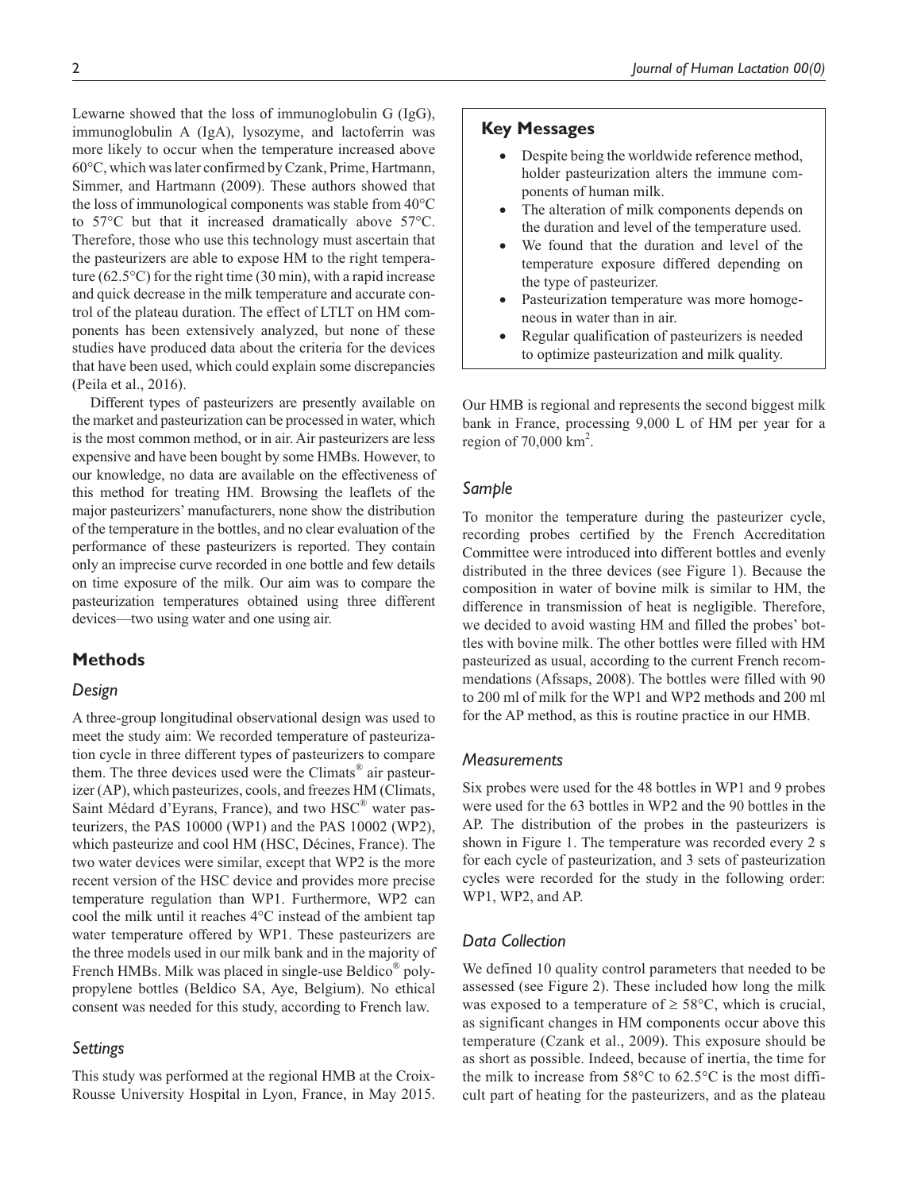Lewarne showed that the loss of immunoglobulin G (IgG), immunoglobulin A (IgA), lysozyme, and lactoferrin was more likely to occur when the temperature increased above 60°C, which was later confirmed by Czank, Prime, Hartmann, Simmer, and Hartmann (2009). These authors showed that the loss of immunological components was stable from 40°C to 57°C but that it increased dramatically above 57°C. Therefore, those who use this technology must ascertain that the pasteurizers are able to expose HM to the right temperature (62.5°C) for the right time (30 min), with a rapid increase and quick decrease in the milk temperature and accurate control of the plateau duration. The effect of LTLT on HM components has been extensively analyzed, but none of these studies have produced data about the criteria for the devices that have been used, which could explain some discrepancies (Peila et al., 2016).

Different types of pasteurizers are presently available on the market and pasteurization can be processed in water, which is the most common method, or in air. Air pasteurizers are less expensive and have been bought by some HMBs. However, to our knowledge, no data are available on the effectiveness of this method for treating HM. Browsing the leaflets of the major pasteurizers' manufacturers, none show the distribution of the temperature in the bottles, and no clear evaluation of the performance of these pasteurizers is reported. They contain only an imprecise curve recorded in one bottle and few details on time exposure of the milk. Our aim was to compare the pasteurization temperatures obtained using three different devices—two using water and one using air.

> **Key Messages**
>
> - Despite being the worldwide reference method, holder pasteurization alters the immune components of human milk.
> - The alteration of milk components depends on the duration and level of the temperature used.
> - We found that the duration and level of the temperature exposure differed depending on the type of pasteurizer.
> - Pasteurization temperature was more homogeneous in water than in air.
> - Regular qualification of pasteurizers is needed to optimize pasteurization and milk quality.

## Methods

### Design

A three-group longitudinal observational design was used to meet the study aim: We recorded temperature of pasteurization cycle in three different types of pasteurizers to compare them. The three devices used were the Climats® air pasteurizer (AP), which pasteurizes, cools, and freezes HM (Climats, Saint Médard d'Eyrans, France), and two HSC® water pasteurizers, the PAS 10000 (WP1) and the PAS 10002 (WP2), which pasteurize and cool HM (HSC, Décines, France). The two water devices were similar, except that WP2 is the more recent version of the HSC device and provides more precise temperature regulation than WP1. Furthermore, WP2 can cool the milk until it reaches 4°C instead of the ambient tap water temperature offered by WP1. These pasteurizers are the three models used in our milk bank and in the majority of French HMBs. Milk was placed in single-use Beldico® polypropylene bottles (Beldico SA, Aye, Belgium). No ethical consent was needed for this study, according to French law.

### Settings

This study was performed at the regional HMB at the Croix-Rousse University Hospital in Lyon, France, in May 2015. Our HMB is regional and represents the second biggest milk bank in France, processing 9,000 L of HM per year for a region of 70,000 km$^2$.

### Sample

To monitor the temperature during the pasteurizer cycle, recording probes certified by the French Accreditation Committee were introduced into different bottles and evenly distributed in the three devices (see Figure 1). Because the composition in water of bovine milk is similar to HM, the difference in transmission of heat is negligible. Therefore, we decided to avoid wasting HM and filled the probes' bottles with bovine milk. The other bottles were filled with HM pasteurized as usual, according to the current French recommendations (Afssaps, 2008). The bottles were filled with 90 to 200 ml of milk for the WP1 and WP2 methods and 200 ml for the AP method, as this is routine practice in our HMB.

### Measurements

Six probes were used for the 48 bottles in WP1 and 9 probes were used for the 63 bottles in WP2 and the 90 bottles in the AP. The distribution of the probes in the pasteurizers is shown in Figure 1. The temperature was recorded every 2 s for each cycle of pasteurization, and 3 sets of pasteurization cycles were recorded for the study in the following order: WP1, WP2, and AP.

### Data Collection

We defined 10 quality control parameters that needed to be assessed (see Figure 2). These included how long the milk was exposed to a temperature of ≥ 58°C, which is crucial, as significant changes in HM components occur above this temperature (Czank et al., 2009). This exposure should be as short as possible. Indeed, because of inertia, the time for the milk to increase from 58°C to 62.5°C is the most difficult part of heating for the pasteurizers, and as the plateau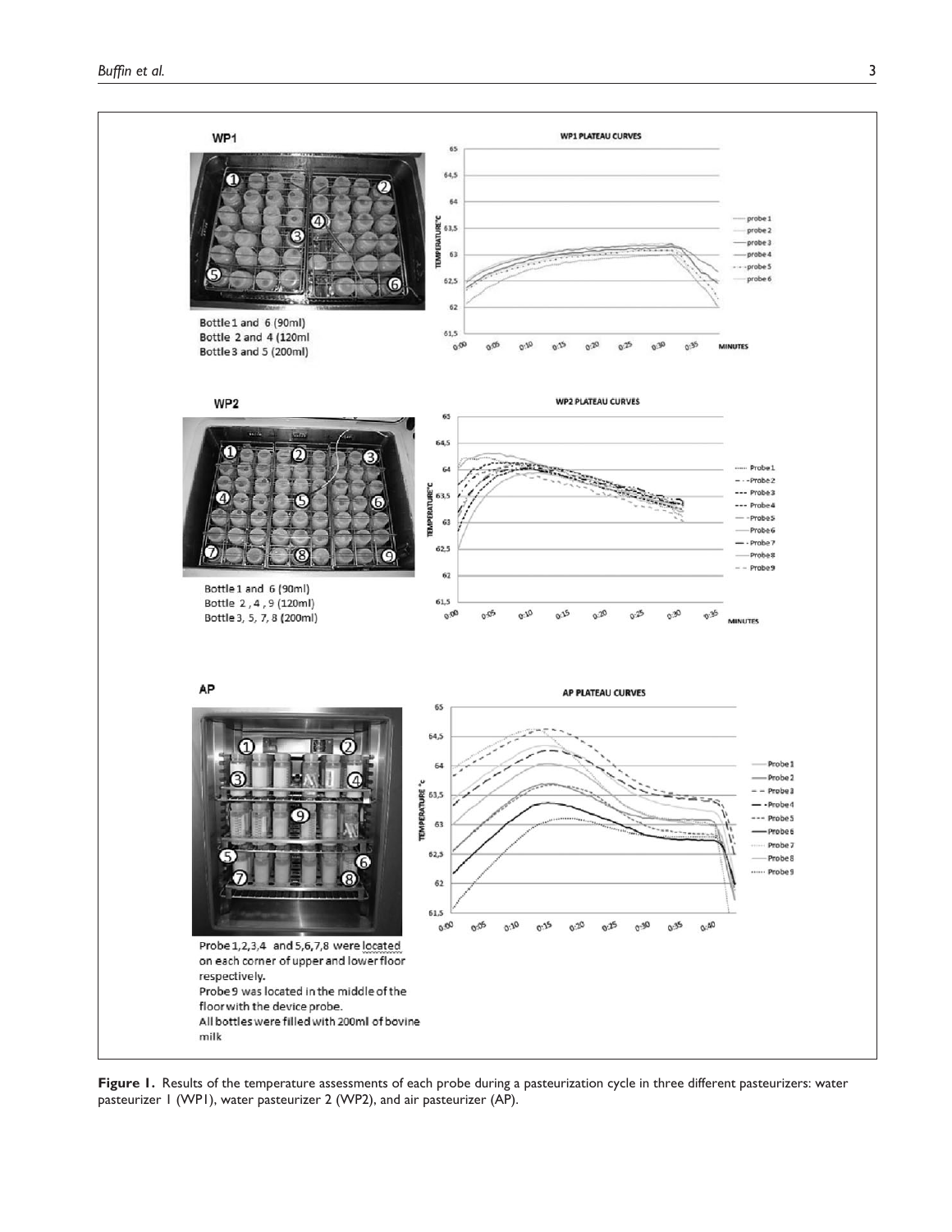**WP1**

Bottle 1 and 6 (90ml)
Bottle 2 and 4 (120ml
Bottle 3 and 5 (200ml)

**WP2**

Bottle 1 and 6 (90ml)
Bottle 2 , 4 , 9 (120ml)
Bottle 3, 5, 7, 8 (200ml)

**AP**

Probe 1,2,3,4 and 5,6,7,8 were located on each corner of upper and lower floor respectively.
Probe 9 was located in the middle of the floor with the device probe.
All bottles were filled with 200ml of bovine milk

**Figure 1.** Results of the temperature assessments of each probe during a pasteurization cycle in three different pasteurizers: water pasteurizer 1 (WP1), water pasteurizer 2 (WP2), and air pasteurizer (AP).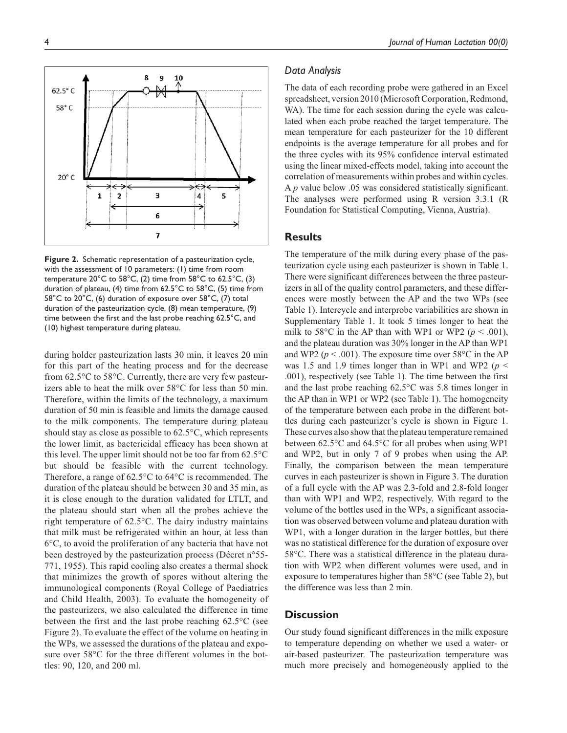**Figure 2.** Schematic representation of a pasteurization cycle, with the assessment of 10 parameters: (1) time from room temperature 20°C to 58°C, (2) time from 58°C to 62.5°C, (3) duration of plateau, (4) time from 62.5°C to 58°C, (5) time from 58°C to 20°C, (6) duration of exposure over 58°C, (7) total duration of the pasteurization cycle, (8) mean temperature, (9) time between the first and the last probe reaching 62.5°C, and (10) highest temperature during plateau.

during holder pasteurization lasts 30 min, it leaves 20 min for this part of the heating process and for the decrease from 62.5°C to 58°C. Currently, there are very few pasteurizers able to heat the milk over 58°C for less than 50 min. Therefore, within the limits of the technology, a maximum duration of 50 min is feasible and limits the damage caused to the milk components. The temperature during plateau should stay as close as possible to 62.5°C, which represents the lower limit, as bactericidal efficacy has been shown at this level. The upper limit should not be too far from 62.5°C but should be feasible with the current technology. Therefore, a range of 62.5°C to 64°C is recommended. The duration of the plateau should be between 30 and 35 min, as it is close enough to the duration validated for LTLT, and the plateau should start when all the probes achieve the right temperature of 62.5°C. The dairy industry maintains that milk must be refrigerated within an hour, at less than 6°C, to avoid the proliferation of any bacteria that have not been destroyed by the pasteurization process (Décret n°55-771, 1955). This rapid cooling also creates a thermal shock that minimizes the growth of spores without altering the immunological components (Royal College of Paediatrics and Child Health, 2003). To evaluate the homogeneity of the pasteurizers, we also calculated the difference in time between the first and the last probe reaching 62.5°C (see Figure 2). To evaluate the effect of the volume on heating in the WPs, we assessed the durations of the plateau and exposure over 58°C for the three different volumes in the bottles: 90, 120, and 200 ml.

### *Data Analysis*

The data of each recording probe were gathered in an Excel spreadsheet, version 2010 (Microsoft Corporation, Redmond, WA). The time for each session during the cycle was calculated when each probe reached the target temperature. The mean temperature for each pasteurizer for the 10 different endpoints is the average temperature for all probes and for the three cycles with its 95% confidence interval estimated using the linear mixed-effects model, taking into account the correlation of measurements within probes and within cycles. A $p$ value below .05 was considered statistically significant. The analyses were performed using R version 3.3.1 (R Foundation for Statistical Computing, Vienna, Austria).

## Results

The temperature of the milk during every phase of the pasteurization cycle using each pasteurizer is shown in Table 1. There were significant differences between the three pasteurizers in all of the quality control parameters, and these differences were mostly between the AP and the two WPs (see Table 1). Intercycle and interprobe variabilities are shown in Supplementary Table 1. It took 5 times longer to heat the milk to 58°C in the AP than with WP1 or WP2 ($p < .001$), and the plateau duration was 30% longer in the AP than WP1 and WP2 ($p < .001$). The exposure time over 58°C in the AP was 1.5 and 1.9 times longer than in WP1 and WP2 ($p < .001$), respectively (see Table 1). The time between the first and the last probe reaching 62.5°C was 5.8 times longer in the AP than in WP1 or WP2 (see Table 1). The homogeneity of the temperature between each probe in the different bottles during each pasteurizer's cycle is shown in Figure 1. These curves also show that the plateau temperature remained between 62.5°C and 64.5°C for all probes when using WP1 and WP2, but in only 7 of 9 probes when using the AP. Finally, the comparison between the mean temperature curves in each pasteurizer is shown in Figure 3. The duration of a full cycle with the AP was 2.3-fold and 2.8-fold longer than with WP1 and WP2, respectively. With regard to the volume of the bottles used in the WPs, a significant association was observed between volume and plateau duration with WP1, with a longer duration in the larger bottles, but there was no statistical difference for the duration of exposure over 58°C. There was a statistical difference in the plateau duration with WP2 when different volumes were used, and in exposure to temperatures higher than 58°C (see Table 2), but the difference was less than 2 min.

## Discussion

Our study found significant differences in the milk exposure to temperature depending on whether we used a water- or air-based pasteurizer. The pasteurization temperature was much more precisely and homogeneously applied to the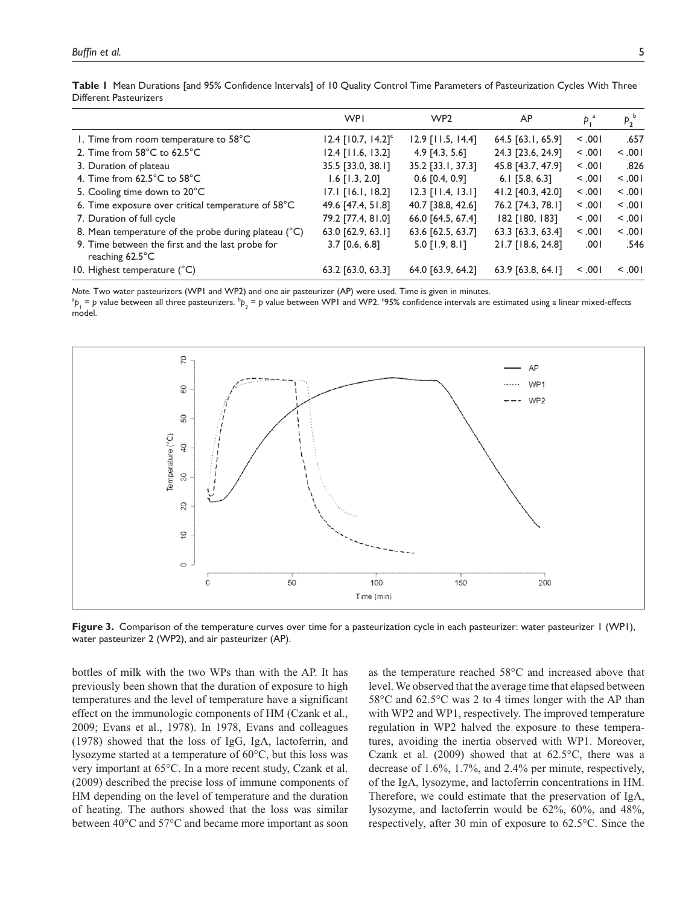**Table 1** Mean Durations [and 95% Confidence Intervals] of 10 Quality Control Time Parameters of Pasteurization Cycles With Three Different Pasteurizers

| | WP1 | WP2 | AP | $p_1$[a] | $p_2$[b] |
|---|---|---|---|---|---|
| 1. Time from room temperature to 58°C | 12.4 [10.7, 14.2][c] | 12.9 [11.5, 14.4] | 64.5 [63.1, 65.9] | < .001 | .657 |
| 2. Time from 58°C to 62.5°C | 12.4 [11.6, 13.2] | 4.9 [4.3, 5.6] | 24.3 [23.6, 24.9] | < .001 | < .001 |
| 3. Duration of plateau | 35.5 [33.0, 38.1] | 35.2 [33.1, 37.3] | 45.8 [43.7, 47.9] | < .001 | .826 |
| 4. Time from 62.5°C to 58°C | 1.6 [1.3, 2.0] | 0.6 [0.4, 0.9] | 6.1 [5.8, 6.3] | < .001 | < .001 |
| 5. Cooling time down to 20°C | 17.1 [16.1, 18.2] | 12.3 [11.4, 13.1] | 41.2 [40.3, 42.0] | < .001 | < .001 |
| 6. Time exposure over critical temperature of 58°C | 49.6 [47.4, 51.8] | 40.7 [38.8, 42.6] | 76.2 [74.3, 78.1] | < .001 | < .001 |
| 7. Duration of full cycle | 79.2 [77.4, 81.0] | 66.0 [64.5, 67.4] | 182 [180, 183] | < .001 | < .001 |
| 8. Mean temperature of the probe during plateau (°C) | 63.0 [62.9, 63.1] | 63.6 [62.5, 63.7] | 63.3 [63.3, 63.4] | < .001 | < .001 |
| 9. Time between the first and the last probe for reaching 62.5°C | 3.7 [0.6, 6.8] | 5.0 [1.9, 8.1] | 21.7 [18.6, 24.8] | .001 | .546 |
| 10. Highest temperature (°C) | 63.2 [63.0, 63.3] | 64.0 [63.9, 64.2] | 63.9 [63.8, 64.1] | < .001 | < .001 |

*Note.* Two water pasteurizers (WP1 and WP2) and one air pasteurizer (AP) were used. Time is given in minutes.
[a]$p_1$ = $p$ value between all three pasteurizers. [b]$p_2$ = $p$ value between WP1 and WP2. [c]95% confidence intervals are estimated using a linear mixed-effects model.

**Figure 3.** Comparison of the temperature curves over time for a pasteurization cycle in each pasteurizer: water pasteurizer 1 (WP1), water pasteurizer 2 (WP2), and air pasteurizer (AP).

bottles of milk with the two WPs than with the AP. It has previously been shown that the duration of exposure to high temperatures and the level of temperature have a significant effect on the immunologic components of HM (Czank et al., 2009; Evans et al., 1978). In 1978, Evans and colleagues (1978) showed that the loss of IgG, IgA, lactoferrin, and lysozyme started at a temperature of 60°C, but this loss was very important at 65°C. In a more recent study, Czank et al. (2009) described the precise loss of immune components of HM depending on the level of temperature and the duration of heating. The authors showed that the loss was similar between 40°C and 57°C and became more important as soon as the temperature reached 58°C and increased above that level. We observed that the average time that elapsed between 58°C and 62.5°C was 2 to 4 times longer with the AP than with WP2 and WP1, respectively. The improved temperature regulation in WP2 halved the exposure to these temperatures, avoiding the inertia observed with WP1. Moreover, Czank et al. (2009) showed that at 62.5°C, there was a decrease of 1.6%, 1.7%, and 2.4% per minute, respectively, of the IgA, lysozyme, and lactoferrin concentrations in HM. Therefore, we could estimate that the preservation of IgA, lysozyme, and lactoferrin would be 62%, 60%, and 48%, respectively, after 30 min of exposure to 62.5°C. Since the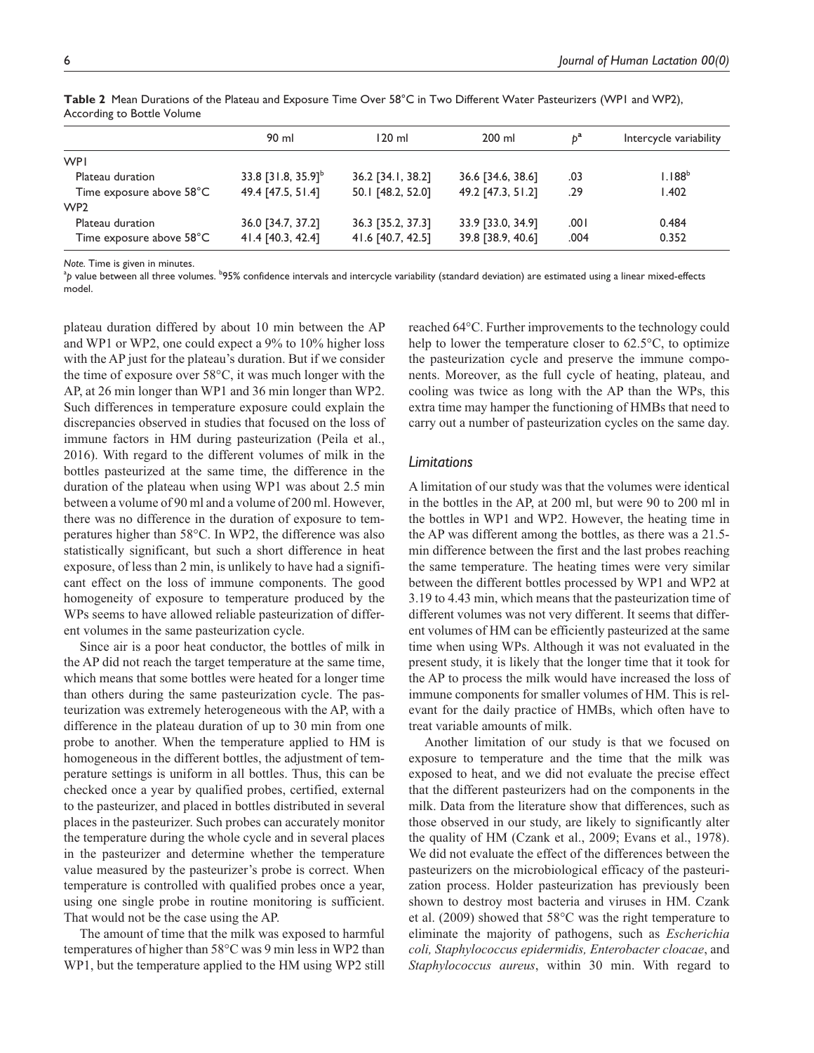**Table 2** Mean Durations of the Plateau and Exposure Time Over 58°C in Two Different Water Pasteurizers (WP1 and WP2), According to Bottle Volume

| | 90 ml | 120 ml | 200 ml | $p$[a] | Intercycle variability |
|---|---|---|---|---|---|
| WP1 | | | | | |
| Plateau duration | 33.8 [31.8, 35.9][b] | 36.2 [34.1, 38.2] | 36.6 [34.6, 38.6] | .03 | 1.188[b] |
| Time exposure above 58°C | 49.4 [47.5, 51.4] | 50.1 [48.2, 52.0] | 49.2 [47.3, 51.2] | .29 | 1.402 |
| WP2 | | | | | |
| Plateau duration | 36.0 [34.7, 37.2] | 36.3 [35.2, 37.3] | 33.9 [33.0, 34.9] | .001 | 0.484 |
| Time exposure above 58°C | 41.4 [40.3, 42.4] | 41.6 [40.7, 42.5] | 39.8 [38.9, 40.6] | .004 | 0.352 |

*Note.* Time is given in minutes.
[a]$p$ value between all three volumes. [b]95% confidence intervals and intercycle variability (standard deviation) are estimated using a linear mixed-effects model.

plateau duration differed by about 10 min between the AP and WP1 or WP2, one could expect a 9% to 10% higher loss with the AP just for the plateau's duration. But if we consider the time of exposure over 58°C, it was much longer with the AP, at 26 min longer than WP1 and 36 min longer than WP2. Such differences in temperature exposure could explain the discrepancies observed in studies that focused on the loss of immune factors in HM during pasteurization (Peila et al., 2016). With regard to the different volumes of milk in the bottles pasteurized at the same time, the difference in the duration of the plateau when using WP1 was about 2.5 min between a volume of 90 ml and a volume of 200 ml. However, there was no difference in the duration of exposure to temperatures higher than 58°C. In WP2, the difference was also statistically significant, but such a short difference in heat exposure, of less than 2 min, is unlikely to have had a significant effect on the loss of immune components. The good homogeneity of exposure to temperature produced by the WPs seems to have allowed reliable pasteurization of different volumes in the same pasteurization cycle.

Since air is a poor heat conductor, the bottles of milk in the AP did not reach the target temperature at the same time, which means that some bottles were heated for a longer time than others during the same pasteurization cycle. The pasteurization was extremely heterogeneous with the AP, with a difference in the plateau duration of up to 30 min from one probe to another. When the temperature applied to HM is homogeneous in the different bottles, the adjustment of temperature settings is uniform in all bottles. Thus, this can be checked once a year by qualified probes, certified, external to the pasteurizer, and placed in bottles distributed in several places in the pasteurizer. Such probes can accurately monitor the temperature during the whole cycle and in several places in the pasteurizer and determine whether the temperature value measured by the pasteurizer's probe is correct. When temperature is controlled with qualified probes once a year, using one single probe in routine monitoring is sufficient. That would not be the case using the AP.

The amount of time that the milk was exposed to harmful temperatures of higher than 58°C was 9 min less in WP2 than WP1, but the temperature applied to the HM using WP2 still reached 64°C. Further improvements to the technology could help to lower the temperature closer to 62.5°C, to optimize the pasteurization cycle and preserve the immune components. Moreover, as the full cycle of heating, plateau, and cooling was twice as long with the AP than the WPs, this extra time may hamper the functioning of HMBs that need to carry out a number of pasteurization cycles on the same day.

### *Limitations*

A limitation of our study was that the volumes were identical in the bottles in the AP, at 200 ml, but were 90 to 200 ml in the bottles in WP1 and WP2. However, the heating time in the AP was different among the bottles, as there was a 21.5-min difference between the first and the last probes reaching the same temperature. The heating times were very similar between the different bottles processed by WP1 and WP2 at 3.19 to 4.43 min, which means that the pasteurization time of different volumes was not very different. It seems that different volumes of HM can be efficiently pasteurized at the same time when using WPs. Although it was not evaluated in the present study, it is likely that the longer time that it took for the AP to process the milk would have increased the loss of immune components for smaller volumes of HM. This is relevant for the daily practice of HMBs, which often have to treat variable amounts of milk.

Another limitation of our study is that we focused on exposure to temperature and the time that the milk was exposed to heat, and we did not evaluate the precise effect that the different pasteurizers had on the components in the milk. Data from the literature show that differences, such as those observed in our study, are likely to significantly alter the quality of HM (Czank et al., 2009; Evans et al., 1978). We did not evaluate the effect of the differences between the pasteurizers on the microbiological efficacy of the pasteurization process. Holder pasteurization has previously been shown to destroy most bacteria and viruses in HM. Czank et al. (2009) showed that 58°C was the right temperature to eliminate the majority of pathogens, such as *Escherichia coli, Staphylococcus epidermidis, Enterobacter cloacae*, and *Staphylococcus aureus*, within 30 min. With regard to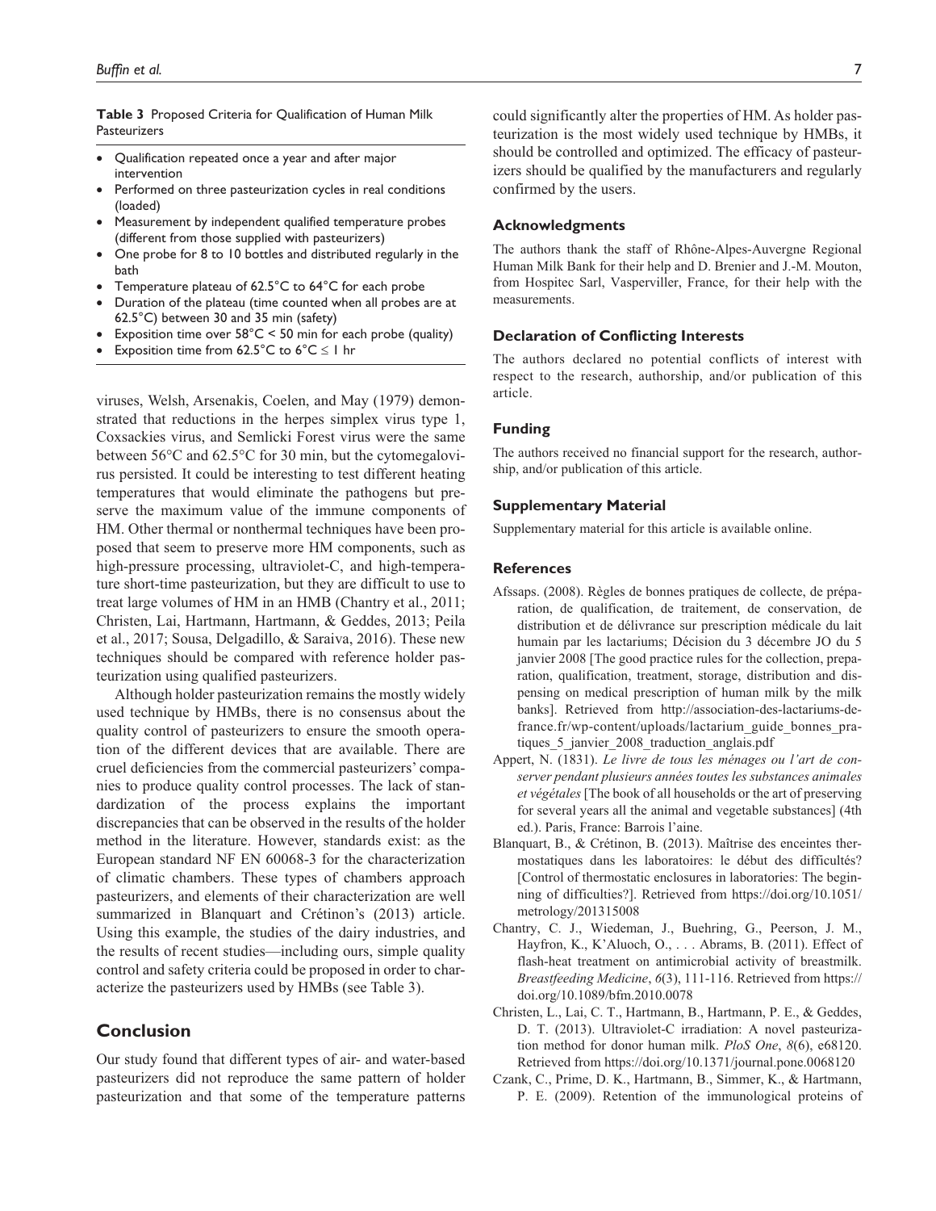**Table 3** Proposed Criteria for Qualification of Human Milk Pasteurizers

- Qualification repeated once a year and after major intervention
- Performed on three pasteurization cycles in real conditions (loaded)
- Measurement by independent qualified temperature probes (different from those supplied with pasteurizers)
- One probe for 8 to 10 bottles and distributed regularly in the bath
- Temperature plateau of 62.5°C to 64°C for each probe
- Duration of the plateau (time counted when all probes are at 62.5°C) between 30 and 35 min (safety)
- Exposition time over 58°C < 50 min for each probe (quality)
- Exposition time from 62.5°C to 6°C ≤ 1 hr

viruses, Welsh, Arsenakis, Coelen, and May (1979) demonstrated that reductions in the herpes simplex virus type 1, Coxsackies virus, and Semlicki Forest virus were the same between 56°C and 62.5°C for 30 min, but the cytomegalovirus persisted. It could be interesting to test different heating temperatures that would eliminate the pathogens but preserve the maximum value of the immune components of HM. Other thermal or nonthermal techniques have been proposed that seem to preserve more HM components, such as high-pressure processing, ultraviolet-C, and high-temperature short-time pasteurization, but they are difficult to use to treat large volumes of HM in an HMB (Chantry et al., 2011; Christen, Lai, Hartmann, Hartmann, & Geddes, 2013; Peila et al., 2017; Sousa, Delgadillo, & Saraiva, 2016). These new techniques should be compared with reference holder pasteurization using qualified pasteurizers.

Although holder pasteurization remains the mostly widely used technique by HMBs, there is no consensus about the quality control of pasteurizers to ensure the smooth operation of the different devices that are available. There are cruel deficiencies from the commercial pasteurizers' companies to produce quality control processes. The lack of standardization of the process explains the important discrepancies that can be observed in the results of the holder method in the literature. However, standards exist: as the European standard NF EN 60068-3 for the characterization of climatic chambers. These types of chambers approach pasteurizers, and elements of their characterization are well summarized in Blanquart and Crétinon's (2013) article. Using this example, the studies of the dairy industries, and the results of recent studies—including ours, simple quality control and safety criteria could be proposed in order to characterize the pasteurizers used by HMBs (see Table 3).

## Conclusion

Our study found that different types of air- and water-based pasteurizers did not reproduce the same pattern of holder pasteurization and that some of the temperature patterns could significantly alter the properties of HM. As holder pasteurization is the most widely used technique by HMBs, it should be controlled and optimized. The efficacy of pasteurizers should be qualified by the manufacturers and regularly confirmed by the users.

### Acknowledgments

The authors thank the staff of Rhône-Alpes-Auvergne Regional Human Milk Bank for their help and D. Brenier and J.-M. Mouton, from Hospitec Sarl, Vasperviller, France, for their help with the measurements.

### Declaration of Conflicting Interests

The authors declared no potential conflicts of interest with respect to the research, authorship, and/or publication of this article.

### Funding

The authors received no financial support for the research, authorship, and/or publication of this article.

### Supplementary Material

Supplementary material for this article is available online.

### References

Afssaps. (2008). Règles de bonnes pratiques de collecte, de préparation, de qualification, de traitement, de conservation, de distribution et de délivrance sur prescription médicale du lait humain par les lactariums; Décision du 3 décembre JO du 5 janvier 2008 [The good practice rules for the collection, preparation, qualification, treatment, storage, distribution and dispensing on medical prescription of human milk by the milk banks]. Retrieved from http://association-des-lactariums-de-france.fr/wp-content/uploads/lactarium_guide_bonnes_pratiques_5_janvier_2008_traduction_anglais.pdf

Appert, N. (1831). *Le livre de tous les ménages ou l'art de conserver pendant plusieurs années toutes les substances animales et végétales* [The book of all households or the art of preserving for several years all the animal and vegetable substances] (4th ed.). Paris, France: Barrois l'aine.

Blanquart, B., & Crétinon, B. (2013). Maîtrise des enceintes thermostatiques dans les laboratoires: le début des difficultés? [Control of thermostatic enclosures in laboratories: The beginning of difficulties?]. Retrieved from https://doi.org/10.1051/metrology/201315008

Chantry, C. J., Wiedeman, J., Buehring, G., Peerson, J. M., Hayfron, K., K'Aluoch, O., . . . Abrams, B. (2011). Effect of flash-heat treatment on antimicrobial activity of breastmilk. *Breastfeeding Medicine*, *6*(3), 111-116. Retrieved from https://doi.org/10.1089/bfm.2010.0078

Christen, L., Lai, C. T., Hartmann, B., Hartmann, P. E., & Geddes, D. T. (2013). Ultraviolet-C irradiation: A novel pasteurization method for donor human milk. *PloS One*, *8*(6), e68120. Retrieved from https://doi.org/10.1371/journal.pone.0068120

Czank, C., Prime, D. K., Hartmann, B., Simmer, K., & Hartmann, P. E. (2009). Retention of the immunological proteins of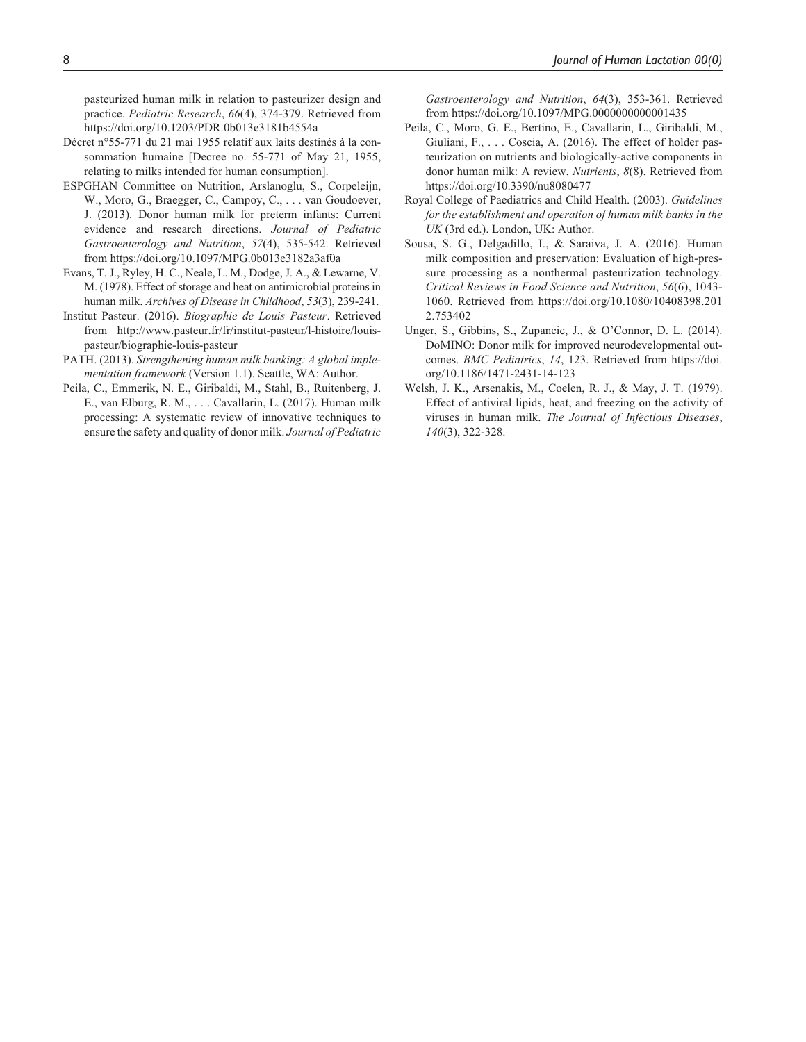pasteurized human milk in relation to pasteurizer design and practice. *Pediatric Research*, *66*(4), 374-379. Retrieved from https://doi.org/10.1203/PDR.0b013e3181b4554a

Décret n°55-771 du 21 mai 1955 relatif aux laits destinés à la consommation humaine [Decree no. 55-771 of May 21, 1955, relating to milks intended for human consumption].

ESPGHAN Committee on Nutrition, Arslanoglu, S., Corpeleijn, W., Moro, G., Braegger, C., Campoy, C., . . . van Goudoever, J. (2013). Donor human milk for preterm infants: Current evidence and research directions. *Journal of Pediatric Gastroenterology and Nutrition*, *57*(4), 535-542. Retrieved from https://doi.org/10.1097/MPG.0b013e3182a3af0a

Evans, T. J., Ryley, H. C., Neale, L. M., Dodge, J. A., & Lewarne, V. M. (1978). Effect of storage and heat on antimicrobial proteins in human milk. *Archives of Disease in Childhood*, *53*(3), 239-241.

Institut Pasteur. (2016). *Biographie de Louis Pasteur*. Retrieved from http://www.pasteur.fr/fr/institut-pasteur/l-histoire/louis-pasteur/biographie-louis-pasteur

PATH. (2013). *Strengthening human milk banking: A global implementation framework* (Version 1.1). Seattle, WA: Author.

Peila, C., Emmerik, N. E., Giribaldi, M., Stahl, B., Ruitenberg, J. E., van Elburg, R. M., . . . Cavallarin, L. (2017). Human milk processing: A systematic review of innovative techniques to ensure the safety and quality of donor milk. *Journal of Pediatric Gastroenterology and Nutrition*, *64*(3), 353-361. Retrieved from https://doi.org/10.1097/MPG.0000000000001435

Peila, C., Moro, G. E., Bertino, E., Cavallarin, L., Giribaldi, M., Giuliani, F., . . . Coscia, A. (2016). The effect of holder pasteurization on nutrients and biologically-active components in donor human milk: A review. *Nutrients*, *8*(8). Retrieved from https://doi.org/10.3390/nu8080477

Royal College of Paediatrics and Child Health. (2003). *Guidelines for the establishment and operation of human milk banks in the UK* (3rd ed.). London, UK: Author.

Sousa, S. G., Delgadillo, I., & Saraiva, J. A. (2016). Human milk composition and preservation: Evaluation of high-pressure processing as a nonthermal pasteurization technology. *Critical Reviews in Food Science and Nutrition*, *56*(6), 1043-1060. Retrieved from https://doi.org/10.1080/10408398.2012.753402

Unger, S., Gibbins, S., Zupancic, J., & O'Connor, D. L. (2014). DoMINO: Donor milk for improved neurodevelopmental outcomes. *BMC Pediatrics*, *14*, 123. Retrieved from https://doi.org/10.1186/1471-2431-14-123

Welsh, J. K., Arsenakis, M., Coelen, R. J., & May, J. T. (1979). Effect of antiviral lipids, heat, and freezing on the activity of viruses in human milk. *The Journal of Infectious Diseases*, *140*(3), 322-328.